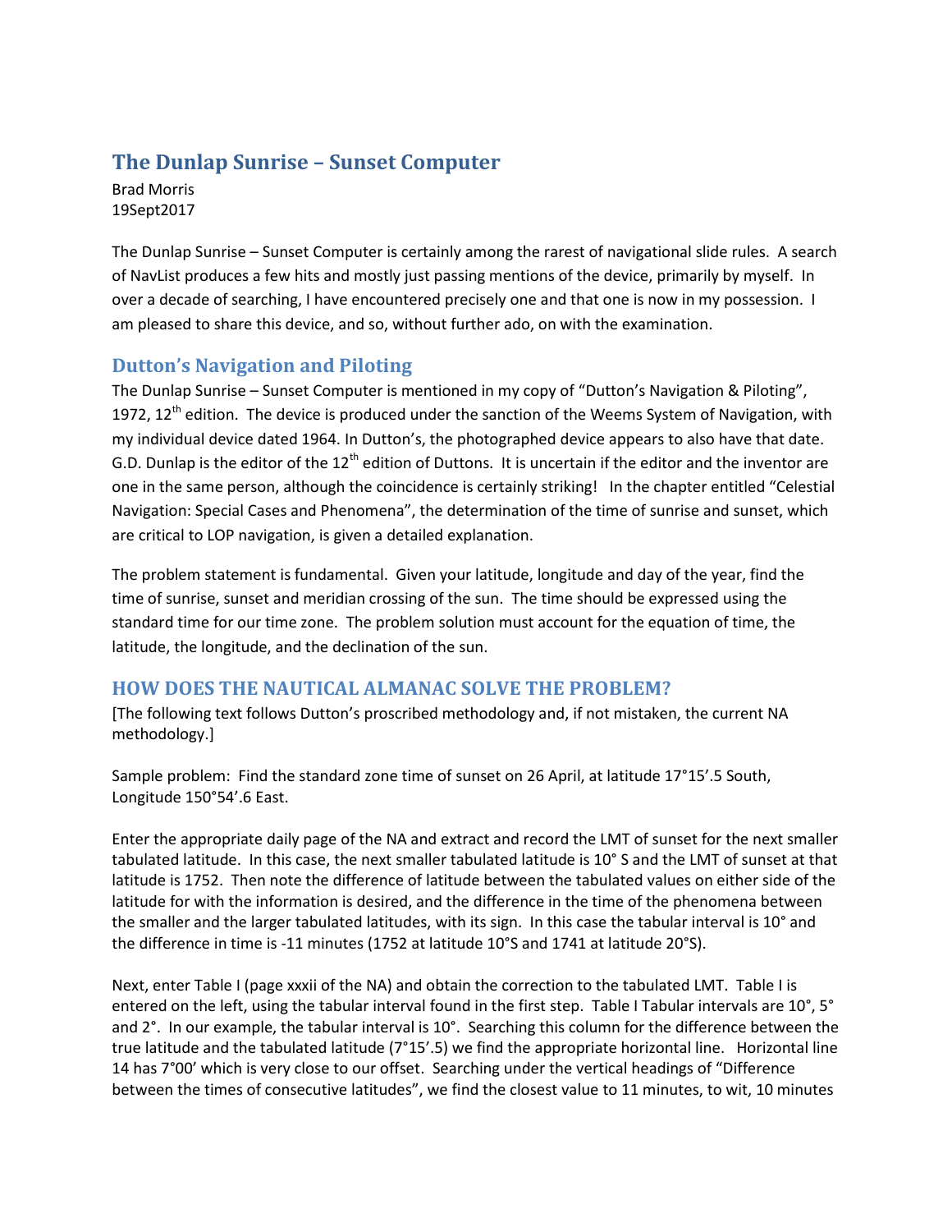# The Dunlap Sunrise – Sunset Computer

Brad Morris
19Sept2017

The Dunlap Sunrise – Sunset Computer is certainly among the rarest of navigational slide rules. A search of NavList produces a few hits and mostly just passing mentions of the device, primarily by myself. In over a decade of searching, I have encountered precisely one and that one is now in my possession. I am pleased to share this device, and so, without further ado, on with the examination.

## Dutton's Navigation and Piloting

The Dunlap Sunrise – Sunset Computer is mentioned in my copy of "Dutton's Navigation & Piloting", 1972, 12th edition. The device is produced under the sanction of the Weems System of Navigation, with my individual device dated 1964. In Dutton's, the photographed device appears to also have that date. G.D. Dunlap is the editor of the 12th edition of Duttons. It is uncertain if the editor and the inventor are one in the same person, although the coincidence is certainly striking! In the chapter entitled "Celestial Navigation: Special Cases and Phenomena", the determination of the time of sunrise and sunset, which are critical to LOP navigation, is given a detailed explanation.

The problem statement is fundamental. Given your latitude, longitude and day of the year, find the time of sunrise, sunset and meridian crossing of the sun. The time should be expressed using the standard time for our time zone. The problem solution must account for the equation of time, the latitude, the longitude, and the declination of the sun.

## HOW DOES THE NAUTICAL ALMANAC SOLVE THE PROBLEM?

[The following text follows Dutton's proscribed methodology and, if not mistaken, the current NA methodology.]

Sample problem: Find the standard zone time of sunset on 26 April, at latitude 17°15'.5 South, Longitude 150°54'.6 East.

Enter the appropriate daily page of the NA and extract and record the LMT of sunset for the next smaller tabulated latitude. In this case, the next smaller tabulated latitude is 10° S and the LMT of sunset at that latitude is 1752. Then note the difference of latitude between the tabulated values on either side of the latitude for with the information is desired, and the difference in the time of the phenomena between the smaller and the larger tabulated latitudes, with its sign. In this case the tabular interval is 10° and the difference in time is -11 minutes (1752 at latitude 10°S and 1741 at latitude 20°S).

Next, enter Table I (page xxxii of the NA) and obtain the correction to the tabulated LMT. Table I is entered on the left, using the tabular interval found in the first step. Table I Tabular intervals are 10°, 5° and 2°. In our example, the tabular interval is 10°. Searching this column for the difference between the true latitude and the tabulated latitude (7°15'.5) we find the appropriate horizontal line. Horizontal line 14 has 7°00' which is very close to our offset. Searching under the vertical headings of "Difference between the times of consecutive latitudes", we find the closest value to 11 minutes, to wit, 10 minutes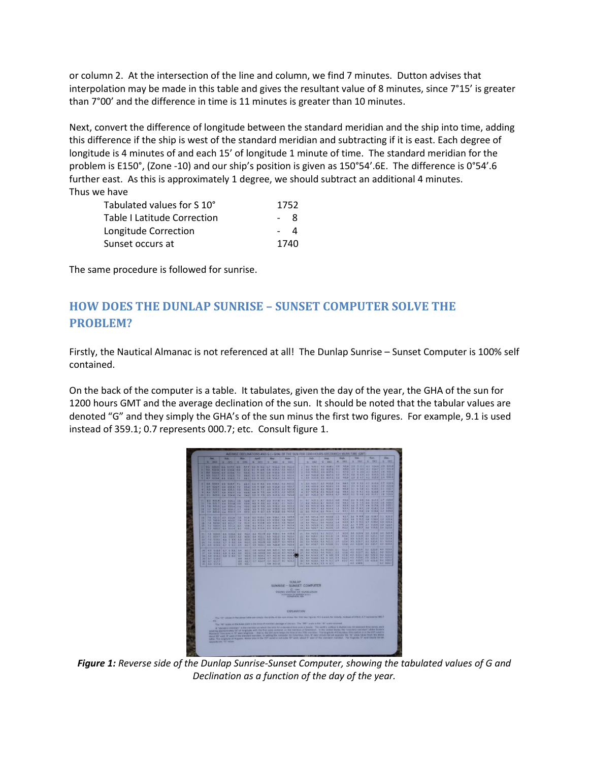or column 2. At the intersection of the line and column, we find 7 minutes. Dutton advises that interpolation may be made in this table and gives the resultant value of 8 minutes, since 7°15' is greater than 7°00' and the difference in time is 11 minutes is greater than 10 minutes.

Next, convert the difference of longitude between the standard meridian and the ship into time, adding this difference if the ship is west of the standard meridian and subtracting if it is east. Each degree of longitude is 4 minutes of and each 15' of longitude 1 minute of time. The standard meridian for the problem is E150°, (Zone -10) and our ship's position is given as 150°54'.6E. The difference is 0°54'.6 further east. As this is approximately 1 degree, we should subtract an additional 4 minutes.

Thus we have

| | |
|---|---|
| Tabulated values for S 10° | 1752 |
| Table I Latitude Correction | - 8 |
| Longitude Correction | - 4 |
| Sunset occurs at | 1740 |

The same procedure is followed for sunrise.

## HOW DOES THE DUNLAP SUNRISE – SUNSET COMPUTER SOLVE THE PROBLEM?

Firstly, the Nautical Almanac is not referenced at all! The Dunlap Sunrise – Sunset Computer is 100% self contained.

On the back of the computer is a table. It tabulates, given the day of the year, the GHA of the sun for 1200 hours GMT and the average declination of the sun. It should be noted that the tabular values are denoted "G" and they simply the GHA's of the sun minus the first two figures. For example, 9.1 is used instead of 359.1; 0.7 represents 000.7; etc. Consult figure 1.

***Figure 1:*** *Reverse side of the Dunlap Sunrise-Sunset Computer, showing the tabulated values of G and Declination as a function of the day of the year.*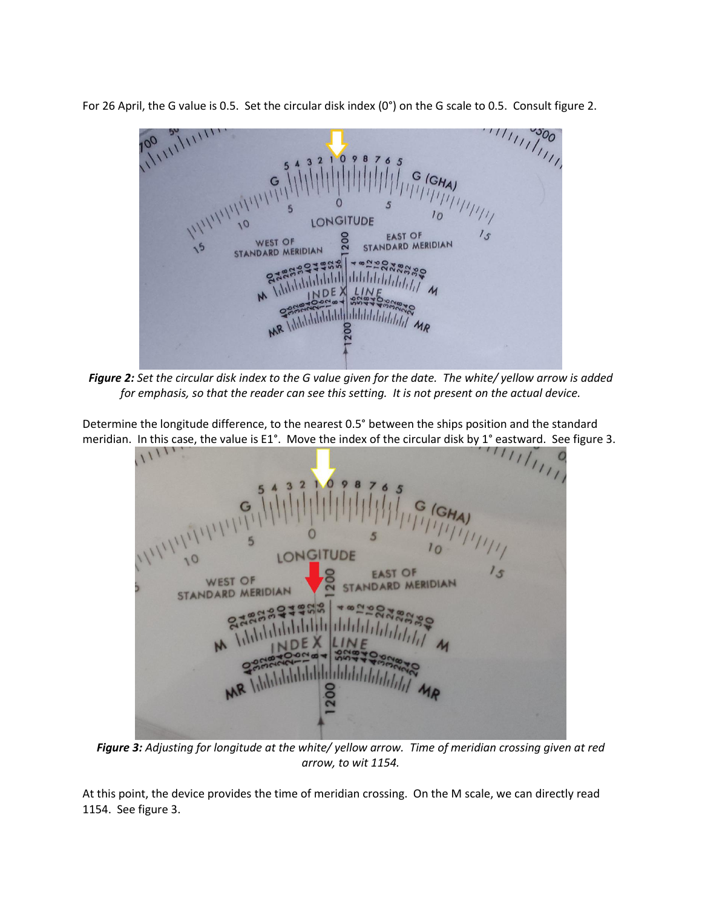For 26 April, the G value is 0.5. Set the circular disk index (0°) on the G scale to 0.5. Consult figure 2.

***Figure 2:*** *Set the circular disk index to the G value given for the date. The white/ yellow arrow is added for emphasis, so that the reader can see this setting. It is not present on the actual device.*

Determine the longitude difference, to the nearest 0.5° between the ships position and the standard meridian. In this case, the value is E1°. Move the index of the circular disk by 1° eastward. See figure 3.

***Figure 3:*** *Adjusting for longitude at the white/ yellow arrow. Time of meridian crossing given at red arrow, to wit 1154.*

At this point, the device provides the time of meridian crossing. On the M scale, we can directly read 1154. See figure 3.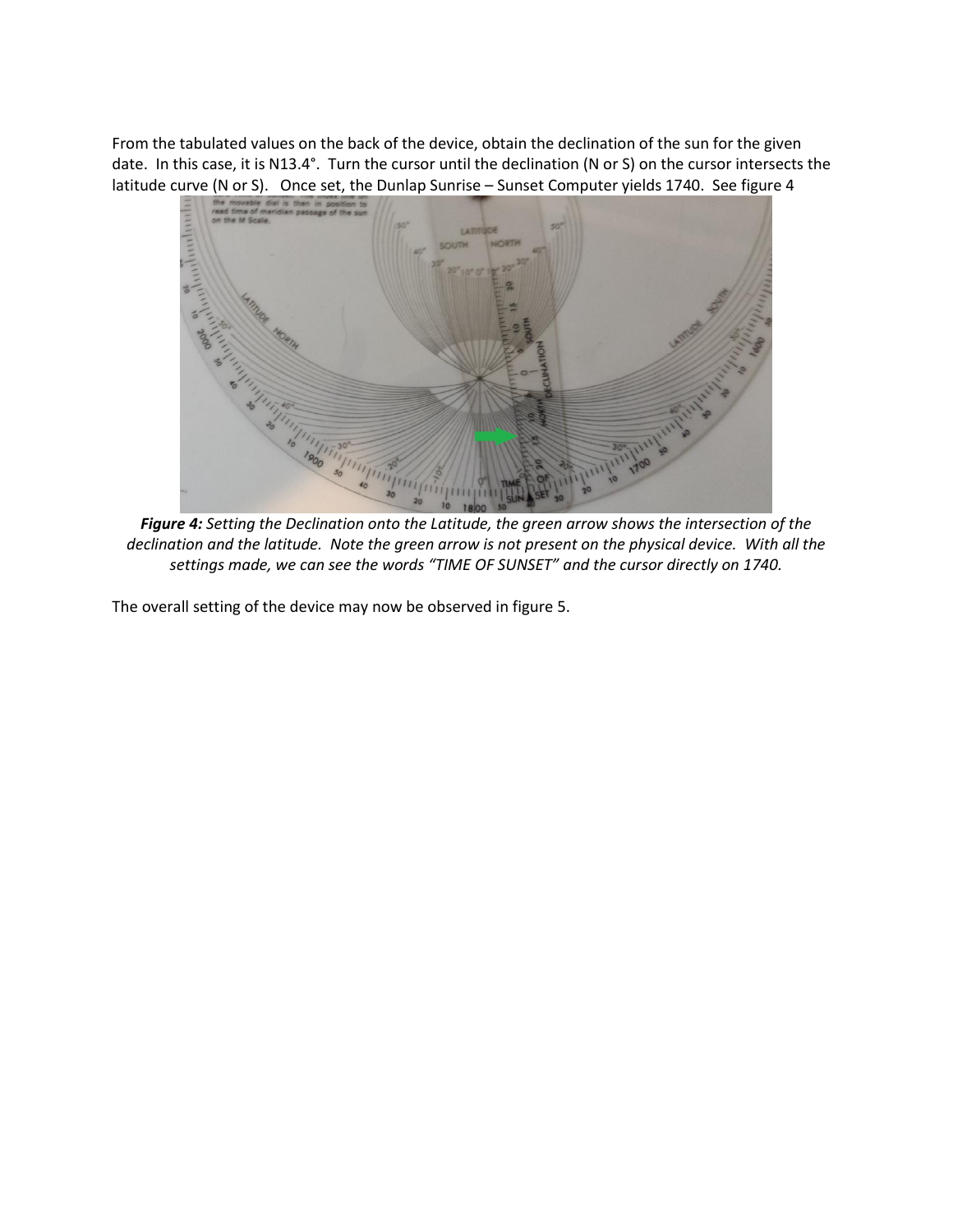From the tabulated values on the back of the device, obtain the declination of the sun for the given date. In this case, it is N13.4°. Turn the cursor until the declination (N or S) on the cursor intersects the latitude curve (N or S). Once set, the Dunlap Sunrise – Sunset Computer yields 1740. See figure 4

***Figure 4:*** *Setting the Declination onto the Latitude, the green arrow shows the intersection of the declination and the latitude. Note the green arrow is not present on the physical device. With all the settings made, we can see the words "TIME OF SUNSET" and the cursor directly on 1740.*

The overall setting of the device may now be observed in figure 5.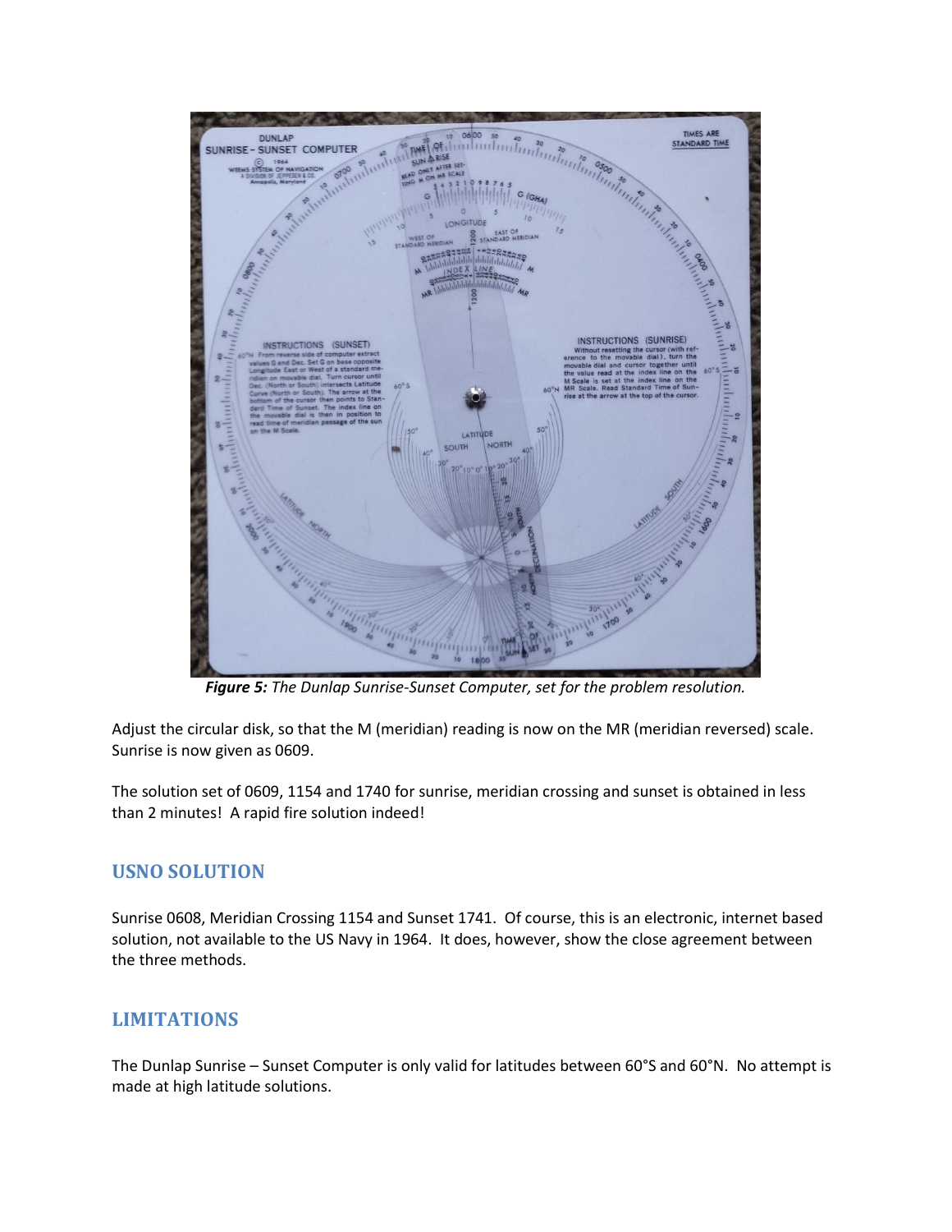*Figure 5: The Dunlap Sunrise-Sunset Computer, set for the problem resolution.*

Adjust the circular disk, so that the M (meridian) reading is now on the MR (meridian reversed) scale. Sunrise is now given as 0609.

The solution set of 0609, 1154 and 1740 for sunrise, meridian crossing and sunset is obtained in less than 2 minutes! A rapid fire solution indeed!

## USNO SOLUTION

Sunrise 0608, Meridian Crossing 1154 and Sunset 1741. Of course, this is an electronic, internet based solution, not available to the US Navy in 1964. It does, however, show the close agreement between the three methods.

## LIMITATIONS

The Dunlap Sunrise – Sunset Computer is only valid for latitudes between 60°S and 60°N. No attempt is made at high latitude solutions.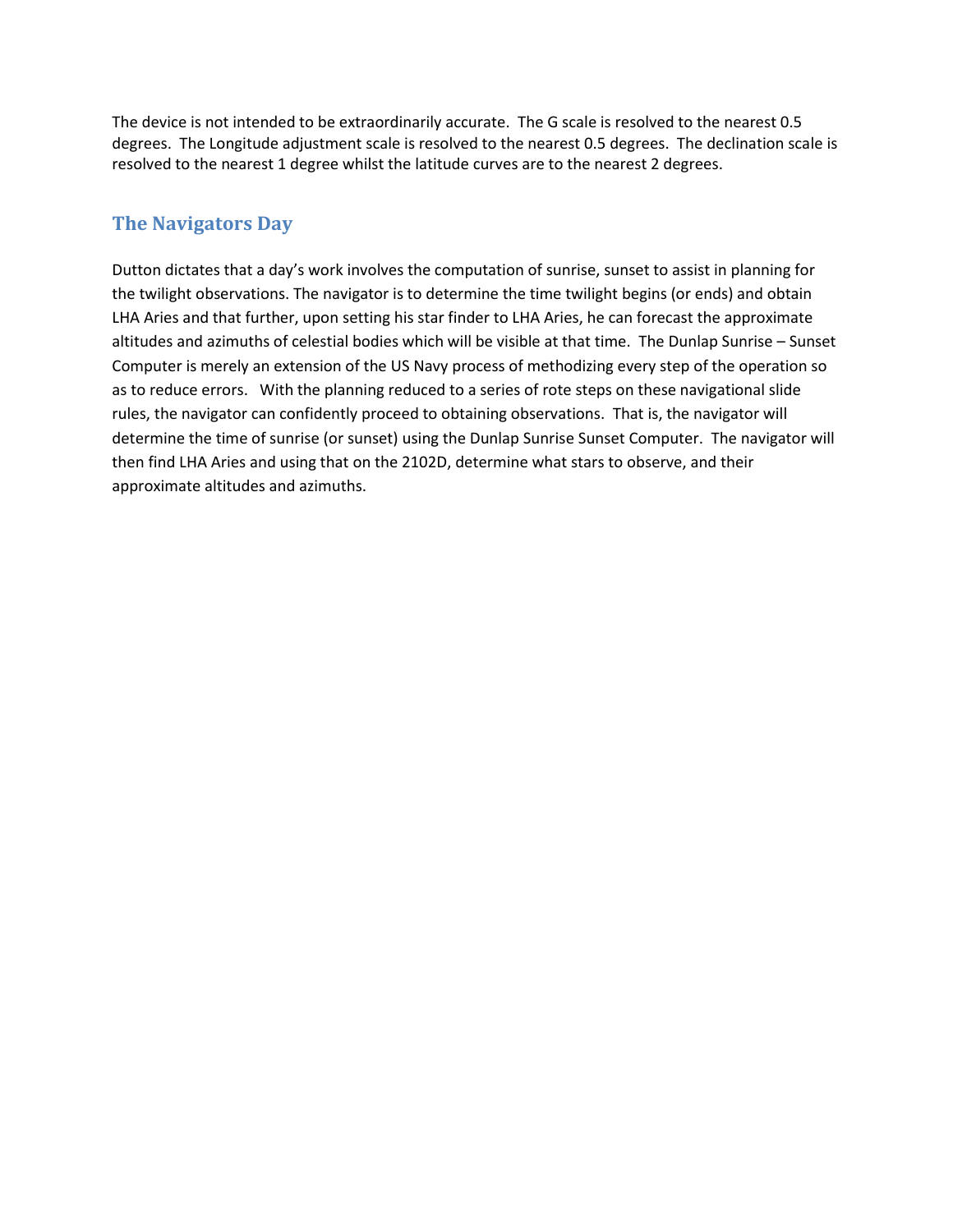The device is not intended to be extraordinarily accurate. The G scale is resolved to the nearest 0.5 degrees. The Longitude adjustment scale is resolved to the nearest 0.5 degrees. The declination scale is resolved to the nearest 1 degree whilst the latitude curves are to the nearest 2 degrees.

## The Navigators Day

Dutton dictates that a day's work involves the computation of sunrise, sunset to assist in planning for the twilight observations. The navigator is to determine the time twilight begins (or ends) and obtain LHA Aries and that further, upon setting his star finder to LHA Aries, he can forecast the approximate altitudes and azimuths of celestial bodies which will be visible at that time. The Dunlap Sunrise – Sunset Computer is merely an extension of the US Navy process of methodizing every step of the operation so as to reduce errors. With the planning reduced to a series of rote steps on these navigational slide rules, the navigator can confidently proceed to obtaining observations. That is, the navigator will determine the time of sunrise (or sunset) using the Dunlap Sunrise Sunset Computer. The navigator will then find LHA Aries and using that on the 2102D, determine what stars to observe, and their approximate altitudes and azimuths.